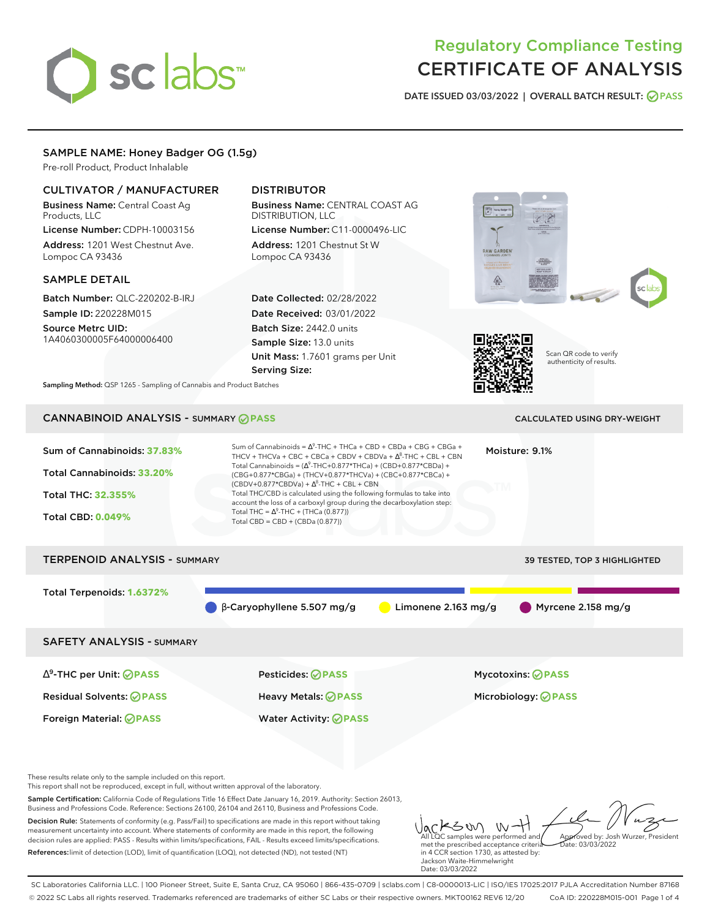# Regulatory Compliance Testing
# CERTIFICATE OF ANALYSIS

DATE ISSUED 03/03/2022 | OVERALL BATCH RESULT: PASS

## SAMPLE NAME: Honey Badger OG (1.5g)

Pre-roll Product, Product Inhalable

### CULTIVATOR / MANUFACTURER

**Business Name:** Central Coast Ag Products, LLC

**License Number:** CDPH-10003156

**Address:** 1201 West Chestnut Ave. Lompoc CA 93436

### DISTRIBUTOR

**Business Name:** CENTRAL COAST AG DISTRIBUTION, LLC

**License Number:** C11-0000496-LIC

**Address:** 1201 Chestnut St W Lompoc CA 93436

### SAMPLE DETAIL

**Batch Number:** QLC-220202-B-IRJ

**Sample ID:** 220228M015

**Source Metrc UID:** 1A4060300005F64000006400

**Date Collected:** 02/28/2022

**Date Received:** 03/01/2022

**Batch Size:** 2442.0 units

**Sample Size:** 13.0 units

**Unit Mass:** 1.7601 grams per Unit

**Serving Size:**

Scan QR code to verify authenticity of results.

**Sampling Method:** QSP 1265 - Sampling of Cannabis and Product Batches

## CANNABINOID ANALYSIS - SUMMARY PASS

CALCULATED USING DRY-WEIGHT

**Sum of Cannabinoids: 37.83%**

**Total Cannabinoids: 33.20%**

**Total THC: 32.355%**

**Total CBD: 0.049%**

Sum of Cannabinoids = $\Delta^9$-THC + THCa + CBD + CBDa + CBG + CBGa + THCV + THCVa + CBC + CBCa + CBDV + CBDVa + $\Delta^8$-THC + CBL + CBN

Total Cannabinoids = ($\Delta^9$-THC+0.877\*THCa) + (CBD+0.877\*CBDa) + (CBG+0.877\*CBGa) + (THCV+0.877\*THCVa) + (CBC+0.877\*CBCa) + (CBDV+0.877\*CBDVa) + $\Delta^8$-THC + CBL + CBN

Total THC/CBD is calculated using the following formulas to take into account the loss of a carboxyl group during the decarboxylation step:

Total THC = $\Delta^9$-THC + (THCa (0.877))

Total CBD = CBD + (CBDa (0.877))

**Moisture:** 9.1%

## TERPENOID ANALYSIS - SUMMARY

39 TESTED, TOP 3 HIGHLIGHTED

**Total Terpenoids: 1.6372%**

β-Caryophyllene 5.507 mg/g | Limonene 2.163 mg/g | Myrcene 2.158 mg/g

## SAFETY ANALYSIS - SUMMARY

| | | |
|---|---|---|
| $\Delta^9$-THC per Unit: PASS | Pesticides: PASS | Mycotoxins: PASS |
| Residual Solvents: PASS | Heavy Metals: PASS | Microbiology: PASS |
| Foreign Material: PASS | Water Activity: PASS | |

These results relate only to the sample included on this report.
This report shall not be reproduced, except in full, without written approval of the laboratory.

**Sample Certification:** California Code of Regulations Title 16 Effect Date January 16, 2019. Authority: Section 26013, Business and Professions Code. Reference: Sections 26100, 26104 and 26110, Business and Professions Code.

**Decision Rule:** Statements of conformity (e.g. Pass/Fail) to specifications are made in this report without taking measurement uncertainty into account. Where statements of conformity are made in this report, the following decision rules are applied: PASS - Results within limits/specifications, FAIL - Results exceed limits/specifications.

**References:** limit of detection (LOD), limit of quantification (LOQ), not detected (ND), not tested (NT)

All LQC samples were performed and met the prescribed acceptance criteria in 4 CCR section 1730, as attested by: Jackson Waite-Himmelwright Date: 03/03/2022

Approved by: Josh Wurzer, President Date: 03/03/2022

SC Laboratories California LLC. | 100 Pioneer Street, Suite E, Santa Cruz, CA 95060 | 866-435-0709 | sclabs.com | C8-0000013-LIC | ISO/IES 17025:2017 PJLA Accreditation Number 87168
© 2022 SC Labs all rights reserved. Trademarks referenced are trademarks of either SC Labs or their respective owners. MKT00162 REV6 12/20 CoA ID: 220228M015-001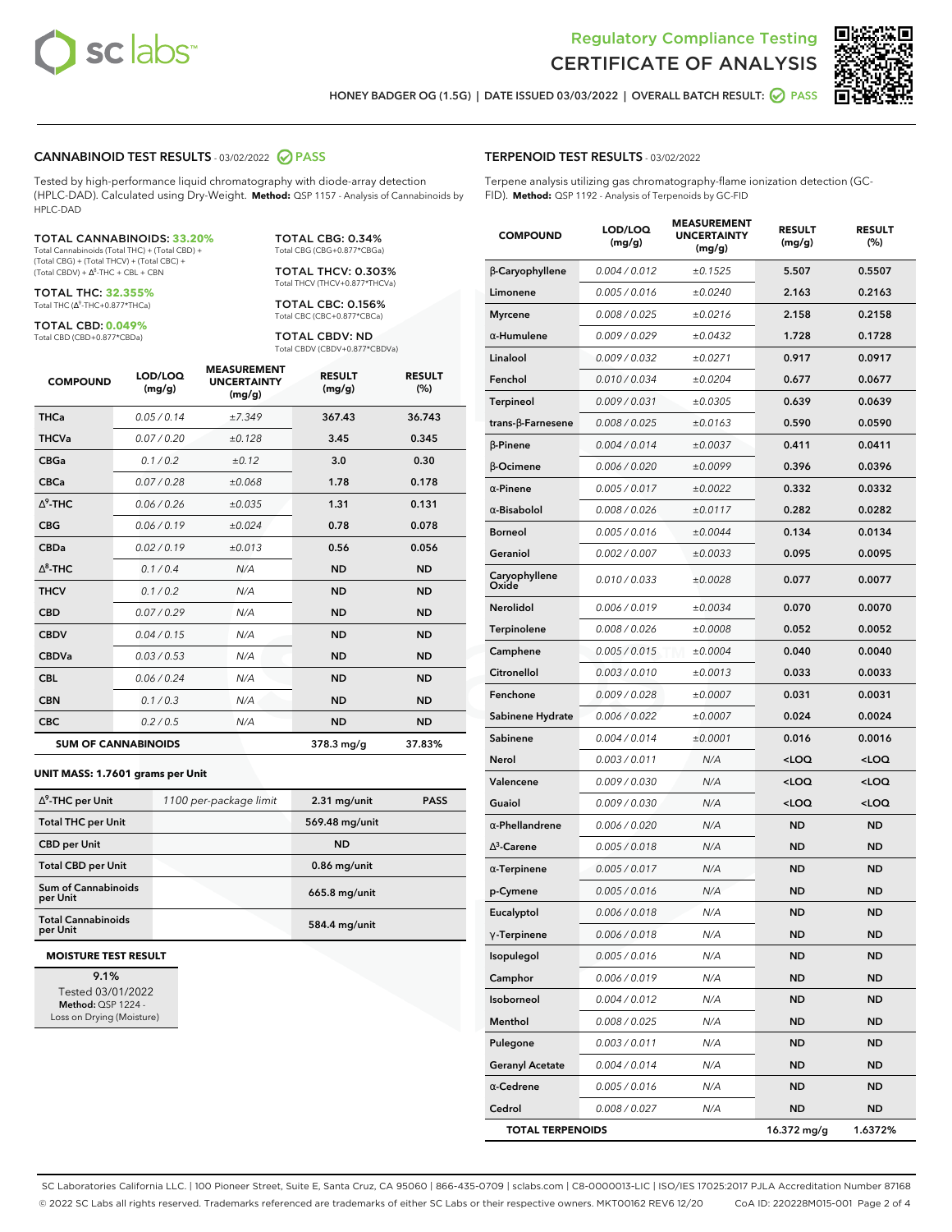Regulatory Compliance Testing
# CERTIFICATE OF ANALYSIS

HONEY BADGER OG (1.5G) | DATE ISSUED 03/03/2022 | OVERALL BATCH RESULT: PASS

## CANNABINOID TEST RESULTS - 03/02/2022 PASS

Tested by high-performance liquid chromatography with diode-array detection (HPLC-DAD). Calculated using Dry-Weight. **Method:** QSP 1157 - Analysis of Cannabinoids by HPLC-DAD

**TOTAL CANNABINOIDS: 33.20%**
Total Cannabinoids (Total THC) + (Total CBD) + (Total CBG) + (Total THCV) + (Total CBC) + (Total CBDV) + $\Delta^8$-THC + CBL + CBN

**TOTAL THC: 32.355%**
Total THC ($\Delta^9$-THC+0.877*THCa)

**TOTAL CBD: 0.049%**
Total CBD (CBD+0.877*CBDa)

**TOTAL CBG: 0.34%**
Total CBG (CBG+0.877*CBGa)

**TOTAL THCV: 0.303%**
Total THCV (THCV+0.877*THCVa)

**TOTAL CBC: 0.156%**
Total CBC (CBC+0.877*CBCa)

**TOTAL CBDV: ND**
Total CBDV (CBDV+0.877*CBDVa)

| COMPOUND | LOD/LOQ (mg/g) | MEASUREMENT UNCERTAINTY (mg/g) | RESULT (mg/g) | RESULT (%) |
|---|---|---|---|---|
| THCa | 0.05 / 0.14 | ±7.349 | 367.43 | 36.743 |
| THCVa | 0.07 / 0.20 | ±0.128 | 3.45 | 0.345 |
| CBGa | 0.1 / 0.2 | ±0.12 | 3.0 | 0.30 |
| CBCa | 0.07 / 0.28 | ±0.068 | 1.78 | 0.178 |
| $\Delta^9$-THC | 0.06 / 0.26 | ±0.035 | 1.31 | 0.131 |
| CBG | 0.06 / 0.19 | ±0.024 | 0.78 | 0.078 |
| CBDa | 0.02 / 0.19 | ±0.013 | 0.56 | 0.056 |
| $\Delta^8$-THC | 0.1 / 0.4 | N/A | ND | ND |
| THCV | 0.1 / 0.2 | N/A | ND | ND |
| CBD | 0.07 / 0.29 | N/A | ND | ND |
| CBDV | 0.04 / 0.15 | N/A | ND | ND |
| CBDVa | 0.03 / 0.53 | N/A | ND | ND |
| CBL | 0.06 / 0.24 | N/A | ND | ND |
| CBN | 0.1 / 0.3 | N/A | ND | ND |
| CBC | 0.2 / 0.5 | N/A | ND | ND |
| **SUM OF CANNABINOIDS** | | | 378.3 mg/g | 37.83% |

### UNIT MASS: 1.7601 grams per Unit

| | | | |
|---|---|---|---|
| $\Delta^9$-THC per Unit | 1100 per-package limit | 2.31 mg/unit | PASS |
| Total THC per Unit | | 569.48 mg/unit | |
| CBD per Unit | | ND | |
| Total CBD per Unit | | 0.86 mg/unit | |
| Sum of Cannabinoids per Unit | | 665.8 mg/unit | |
| Total Cannabinoids per Unit | | 584.4 mg/unit | |

### MOISTURE TEST RESULT

9.1%
Tested 03/01/2022
**Method:** QSP 1224 - Loss on Drying (Moisture)

## TERPENOID TEST RESULTS - 03/02/2022

Terpene analysis utilizing gas chromatography-flame ionization detection (GC-FID). **Method:** QSP 1192 - Analysis of Terpenoids by GC-FID

| COMPOUND | LOD/LOQ (mg/g) | MEASUREMENT UNCERTAINTY (mg/g) | RESULT (mg/g) | RESULT (%) |
|---|---|---|---|---|
| β-Caryophyllene | 0.004 / 0.012 | ±0.1525 | 5.507 | 0.5507 |
| Limonene | 0.005 / 0.016 | ±0.0240 | 2.163 | 0.2163 |
| Myrcene | 0.008 / 0.025 | ±0.0216 | 2.158 | 0.2158 |
| α-Humulene | 0.009 / 0.029 | ±0.0432 | 1.728 | 0.1728 |
| Linalool | 0.009 / 0.032 | ±0.0271 | 0.917 | 0.0917 |
| Fenchol | 0.010 / 0.034 | ±0.0204 | 0.677 | 0.0677 |
| Terpineol | 0.009 / 0.031 | ±0.0305 | 0.639 | 0.0639 |
| trans-β-Farnesene | 0.008 / 0.025 | ±0.0163 | 0.590 | 0.0590 |
| β-Pinene | 0.004 / 0.014 | ±0.0037 | 0.411 | 0.0411 |
| β-Ocimene | 0.006 / 0.020 | ±0.0099 | 0.396 | 0.0396 |
| α-Pinene | 0.005 / 0.017 | ±0.0022 | 0.332 | 0.0332 |
| α-Bisabolol | 0.008 / 0.026 | ±0.0117 | 0.282 | 0.0282 |
| Borneol | 0.005 / 0.016 | ±0.0044 | 0.134 | 0.0134 |
| Geraniol | 0.002 / 0.007 | ±0.0033 | 0.095 | 0.0095 |
| Caryophyllene Oxide | 0.010 / 0.033 | ±0.0028 | 0.077 | 0.0077 |
| Nerolidol | 0.006 / 0.019 | ±0.0034 | 0.070 | 0.0070 |
| Terpinolene | 0.008 / 0.026 | ±0.0008 | 0.052 | 0.0052 |
| Camphene | 0.005 / 0.015 | ±0.0004 | 0.040 | 0.0040 |
| Citronellol | 0.003 / 0.010 | ±0.0013 | 0.033 | 0.0033 |
| Fenchone | 0.009 / 0.028 | ±0.0007 | 0.031 | 0.0031 |
| Sabinene Hydrate | 0.006 / 0.022 | ±0.0007 | 0.024 | 0.0024 |
| Sabinene | 0.004 / 0.014 | ±0.0001 | 0.016 | 0.0016 |
| Nerol | 0.003 / 0.011 | N/A | <LOQ | <LOQ |
| Valencene | 0.009 / 0.030 | N/A | <LOQ | <LOQ |
| Guaiol | 0.009 / 0.030 | N/A | <LOQ | <LOQ |
| α-Phellandrene | 0.006 / 0.020 | N/A | ND | ND |
| $\Delta^3$-Carene | 0.005 / 0.018 | N/A | ND | ND |
| α-Terpinene | 0.005 / 0.017 | N/A | ND | ND |
| p-Cymene | 0.005 / 0.016 | N/A | ND | ND |
| Eucalyptol | 0.006 / 0.018 | N/A | ND | ND |
| γ-Terpinene | 0.006 / 0.018 | N/A | ND | ND |
| Isopulegol | 0.005 / 0.016 | N/A | ND | ND |
| Camphor | 0.006 / 0.019 | N/A | ND | ND |
| Isoborneol | 0.004 / 0.012 | N/A | ND | ND |
| Menthol | 0.008 / 0.025 | N/A | ND | ND |
| Pulegone | 0.003 / 0.011 | N/A | ND | ND |
| Geranyl Acetate | 0.004 / 0.014 | N/A | ND | ND |
| α-Cedrene | 0.005 / 0.016 | N/A | ND | ND |
| Cedrol | 0.008 / 0.027 | N/A | ND | ND |
| **TOTAL TERPENOIDS** | | | 16.372 mg/g | 1.6372% |

SC Laboratories California LLC. | 100 Pioneer Street, Suite E, Santa Cruz, CA 95060 | 866-435-0709 | sclabs.com | C8-0000013-LIC | ISO/IES 17025:2017 PJLA Accreditation Number 87168
© 2022 SC Labs all rights reserved. Trademarks referenced are trademarks of either SC Labs or their respective owners. MKT00162 REV6 12/20 CoA ID: 220228M015-001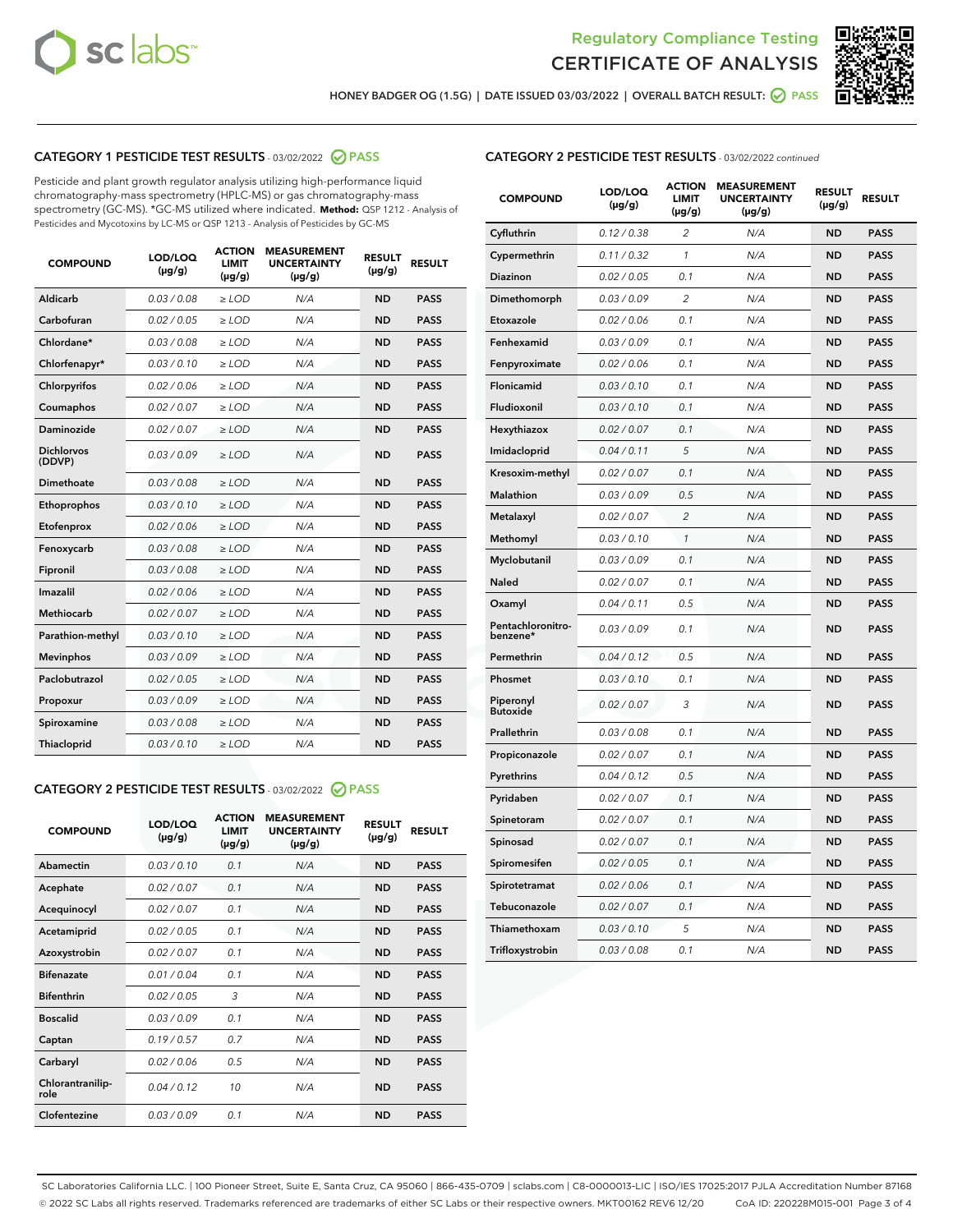HONEY BADGER OG (1.5G) | DATE ISSUED 03/03/2022 | OVERALL BATCH RESULT: PASS

## CATEGORY 1 PESTICIDE TEST RESULTS - 03/02/2022 PASS

Pesticide and plant growth regulator analysis utilizing high-performance liquid chromatography-mass spectrometry (HPLC-MS) or gas chromatography-mass spectrometry (GC-MS). *GC-MS utilized where indicated. **Method:** QSP 1212 - Analysis of Pesticides and Mycotoxins by LC-MS or QSP 1213 - Analysis of Pesticides by GC-MS

| COMPOUND | LOD/LOQ (µg/g) | ACTION LIMIT (µg/g) | MEASUREMENT UNCERTAINTY (µg/g) | RESULT (µg/g) | RESULT |
|---|---|---|---|---|---|
| Aldicarb | 0.03 / 0.08 | ≥ LOD | N/A | ND | PASS |
| Carbofuran | 0.02 / 0.05 | ≥ LOD | N/A | ND | PASS |
| Chlordane* | 0.03 / 0.08 | ≥ LOD | N/A | ND | PASS |
| Chlorfenapyr* | 0.03 / 0.10 | ≥ LOD | N/A | ND | PASS |
| Chlorpyrifos | 0.02 / 0.06 | ≥ LOD | N/A | ND | PASS |
| Coumaphos | 0.02 / 0.07 | ≥ LOD | N/A | ND | PASS |
| Daminozide | 0.02 / 0.07 | ≥ LOD | N/A | ND | PASS |
| Dichlorvos (DDVP) | 0.03 / 0.09 | ≥ LOD | N/A | ND | PASS |
| Dimethoate | 0.03 / 0.08 | ≥ LOD | N/A | ND | PASS |
| Ethoprophos | 0.03 / 0.10 | ≥ LOD | N/A | ND | PASS |
| Etofenprox | 0.02 / 0.06 | ≥ LOD | N/A | ND | PASS |
| Fenoxycarb | 0.03 / 0.08 | ≥ LOD | N/A | ND | PASS |
| Fipronil | 0.03 / 0.08 | ≥ LOD | N/A | ND | PASS |
| Imazalil | 0.02 / 0.06 | ≥ LOD | N/A | ND | PASS |
| Methiocarb | 0.02 / 0.07 | ≥ LOD | N/A | ND | PASS |
| Parathion-methyl | 0.03 / 0.10 | ≥ LOD | N/A | ND | PASS |
| Mevinphos | 0.03 / 0.09 | ≥ LOD | N/A | ND | PASS |
| Paclobutrazol | 0.02 / 0.05 | ≥ LOD | N/A | ND | PASS |
| Propoxur | 0.03 / 0.09 | ≥ LOD | N/A | ND | PASS |
| Spiroxamine | 0.03 / 0.08 | ≥ LOD | N/A | ND | PASS |
| Thiacloprid | 0.03 / 0.10 | ≥ LOD | N/A | ND | PASS |

## CATEGORY 2 PESTICIDE TEST RESULTS - 03/02/2022 PASS

| COMPOUND | LOD/LOQ (µg/g) | ACTION LIMIT (µg/g) | MEASUREMENT UNCERTAINTY (µg/g) | RESULT (µg/g) | RESULT |
|---|---|---|---|---|---|
| Abamectin | 0.03 / 0.10 | 0.1 | N/A | ND | PASS |
| Acephate | 0.02 / 0.07 | 0.1 | N/A | ND | PASS |
| Acequinocyl | 0.02 / 0.07 | 0.1 | N/A | ND | PASS |
| Acetamiprid | 0.02 / 0.05 | 0.1 | N/A | ND | PASS |
| Azoxystrobin | 0.02 / 0.07 | 0.1 | N/A | ND | PASS |
| Bifenazate | 0.01 / 0.04 | 0.1 | N/A | ND | PASS |
| Bifenthrin | 0.02 / 0.05 | 3 | N/A | ND | PASS |
| Boscalid | 0.03 / 0.09 | 0.1 | N/A | ND | PASS |
| Captan | 0.19 / 0.57 | 0.7 | N/A | ND | PASS |
| Carbaryl | 0.02 / 0.06 | 0.5 | N/A | ND | PASS |
| Chlorantraniliprole | 0.04 / 0.12 | 10 | N/A | ND | PASS |
| Clofentezine | 0.03 / 0.09 | 0.1 | N/A | ND | PASS |
| Cyfluthrin | 0.12 / 0.38 | 2 | N/A | ND | PASS |
| Cypermethrin | 0.11 / 0.32 | 1 | N/A | ND | PASS |
| Diazinon | 0.02 / 0.05 | 0.1 | N/A | ND | PASS |
| Dimethomorph | 0.03 / 0.09 | 2 | N/A | ND | PASS |
| Etoxazole | 0.02 / 0.06 | 0.1 | N/A | ND | PASS |
| Fenhexamid | 0.03 / 0.09 | 0.1 | N/A | ND | PASS |
| Fenpyroximate | 0.02 / 0.06 | 0.1 | N/A | ND | PASS |
| Flonicamid | 0.03 / 0.10 | 0.1 | N/A | ND | PASS |
| Fludioxonil | 0.03 / 0.10 | 0.1 | N/A | ND | PASS |
| Hexythiazox | 0.02 / 0.07 | 0.1 | N/A | ND | PASS |
| Imidacloprid | 0.04 / 0.11 | 5 | N/A | ND | PASS |
| Kresoxim-methyl | 0.02 / 0.07 | 0.1 | N/A | ND | PASS |
| Malathion | 0.03 / 0.09 | 0.5 | N/A | ND | PASS |
| Metalaxyl | 0.02 / 0.07 | 2 | N/A | ND | PASS |
| Methomyl | 0.03 / 0.10 | 1 | N/A | ND | PASS |
| Myclobutanil | 0.03 / 0.09 | 0.1 | N/A | ND | PASS |
| Naled | 0.02 / 0.07 | 0.1 | N/A | ND | PASS |
| Oxamyl | 0.04 / 0.11 | 0.5 | N/A | ND | PASS |
| Pentachloronitrobenzene* | 0.03 / 0.09 | 0.1 | N/A | ND | PASS |
| Permethrin | 0.04 / 0.12 | 0.5 | N/A | ND | PASS |
| Phosmet | 0.03 / 0.10 | 0.1 | N/A | ND | PASS |
| Piperonyl Butoxide | 0.02 / 0.07 | 3 | N/A | ND | PASS |
| Prallethrin | 0.03 / 0.08 | 0.1 | N/A | ND | PASS |
| Propiconazole | 0.02 / 0.07 | 0.1 | N/A | ND | PASS |
| Pyrethrins | 0.04 / 0.12 | 0.5 | N/A | ND | PASS |
| Pyridaben | 0.02 / 0.07 | 0.1 | N/A | ND | PASS |
| Spinetoram | 0.02 / 0.07 | 0.1 | N/A | ND | PASS |
| Spinosad | 0.02 / 0.07 | 0.1 | N/A | ND | PASS |
| Spiromesifen | 0.02 / 0.05 | 0.1 | N/A | ND | PASS |
| Spirotetramat | 0.02 / 0.06 | 0.1 | N/A | ND | PASS |
| Tebuconazole | 0.02 / 0.07 | 0.1 | N/A | ND | PASS |
| Thiamethoxam | 0.03 / 0.10 | 5 | N/A | ND | PASS |
| Trifloxystrobin | 0.03 / 0.08 | 0.1 | N/A | ND | PASS |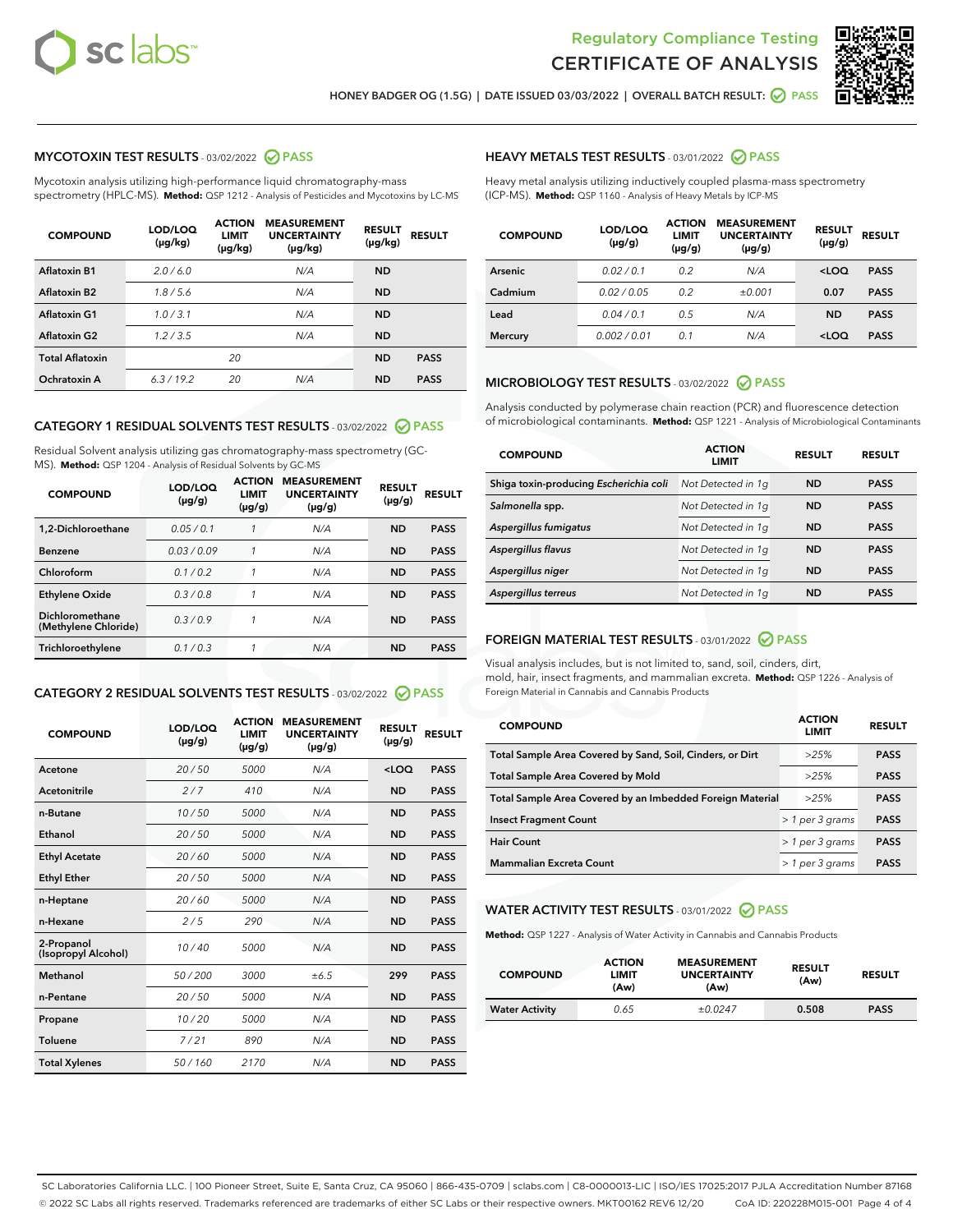Regulatory Compliance Testing

# CERTIFICATE OF ANALYSIS

HONEY BADGER OG (1.5G) | DATE ISSUED 03/03/2022 | OVERALL BATCH RESULT: PASS

## MYCOTOXIN TEST RESULTS - 03/02/2022 PASS

Mycotoxin analysis utilizing high-performance liquid chromatography-mass spectrometry (HPLC-MS). **Method:** QSP 1212 - Analysis of Pesticides and Mycotoxins by LC-MS

| COMPOUND | LOD/LOQ (µg/kg) | ACTION LIMIT (µg/kg) | MEASUREMENT UNCERTAINTY (µg/kg) | RESULT (µg/kg) | RESULT |
|---|---|---|---|---|---|
| Aflatoxin B1 | 2.0 / 6.0 | | N/A | ND | |
| Aflatoxin B2 | 1.8 / 5.6 | | N/A | ND | |
| Aflatoxin G1 | 1.0 / 3.1 | | N/A | ND | |
| Aflatoxin G2 | 1.2 / 3.5 | | N/A | ND | |
| Total Aflatoxin | | 20 | | ND | PASS |
| Ochratoxin A | 6.3 / 19.2 | 20 | N/A | ND | PASS |

## CATEGORY 1 RESIDUAL SOLVENTS TEST RESULTS - 03/02/2022 PASS

Residual Solvent analysis utilizing gas chromatography-mass spectrometry (GC-MS). **Method:** QSP 1204 - Analysis of Residual Solvents by GC-MS

| COMPOUND | LOD/LOQ (µg/g) | ACTION LIMIT (µg/g) | MEASUREMENT UNCERTAINTY (µg/g) | RESULT (µg/g) | RESULT |
|---|---|---|---|---|---|
| 1,2-Dichloroethane | 0.05 / 0.1 | 1 | N/A | ND | PASS |
| Benzene | 0.03 / 0.09 | 1 | N/A | ND | PASS |
| Chloroform | 0.1 / 0.2 | 1 | N/A | ND | PASS |
| Ethylene Oxide | 0.3 / 0.8 | 1 | N/A | ND | PASS |
| Dichloromethane (Methylene Chloride) | 0.3 / 0.9 | 1 | N/A | ND | PASS |
| Trichloroethylene | 0.1 / 0.3 | 1 | N/A | ND | PASS |

## CATEGORY 2 RESIDUAL SOLVENTS TEST RESULTS - 03/02/2022 PASS

| COMPOUND | LOD/LOQ (µg/g) | ACTION LIMIT (µg/g) | MEASUREMENT UNCERTAINTY (µg/g) | RESULT (µg/g) | RESULT |
|---|---|---|---|---|---|
| Acetone | 20 / 50 | 5000 | N/A | <LOQ | PASS |
| Acetonitrile | 2 / 7 | 410 | N/A | ND | PASS |
| n-Butane | 10 / 50 | 5000 | N/A | ND | PASS |
| Ethanol | 20 / 50 | 5000 | N/A | ND | PASS |
| Ethyl Acetate | 20 / 60 | 5000 | N/A | ND | PASS |
| Ethyl Ether | 20 / 50 | 5000 | N/A | ND | PASS |
| n-Heptane | 20 / 60 | 5000 | N/A | ND | PASS |
| n-Hexane | 2 / 5 | 290 | N/A | ND | PASS |
| 2-Propanol (Isopropyl Alcohol) | 10 / 40 | 5000 | N/A | ND | PASS |
| Methanol | 50 / 200 | 3000 | ±6.5 | 299 | PASS |
| n-Pentane | 20 / 50 | 5000 | N/A | ND | PASS |
| Propane | 10 / 20 | 5000 | N/A | ND | PASS |
| Toluene | 7 / 21 | 890 | N/A | ND | PASS |
| Total Xylenes | 50 / 160 | 2170 | N/A | ND | PASS |

## HEAVY METALS TEST RESULTS - 03/01/2022 PASS

Heavy metal analysis utilizing inductively coupled plasma-mass spectrometry (ICP-MS). **Method:** QSP 1160 - Analysis of Heavy Metals by ICP-MS

| COMPOUND | LOD/LOQ (µg/g) | ACTION LIMIT (µg/g) | MEASUREMENT UNCERTAINTY (µg/g) | RESULT (µg/g) | RESULT |
|---|---|---|---|---|---|
| Arsenic | 0.02 / 0.1 | 0.2 | N/A | <LOQ | PASS |
| Cadmium | 0.02 / 0.05 | 0.2 | ±0.001 | 0.07 | PASS |
| Lead | 0.04 / 0.1 | 0.5 | N/A | ND | PASS |
| Mercury | 0.002 / 0.01 | 0.1 | N/A | <LOQ | PASS |

## MICROBIOLOGY TEST RESULTS - 03/02/2022 PASS

Analysis conducted by polymerase chain reaction (PCR) and fluorescence detection of microbiological contaminants. **Method:** QSP 1221 - Analysis of Microbiological Contaminants

| COMPOUND | ACTION LIMIT | RESULT | RESULT |
|---|---|---|---|
| *Shiga toxin-producing Escherichia coli* | Not Detected in 1g | ND | PASS |
| *Salmonella* spp. | Not Detected in 1g | ND | PASS |
| *Aspergillus fumigatus* | Not Detected in 1g | ND | PASS |
| *Aspergillus flavus* | Not Detected in 1g | ND | PASS |
| *Aspergillus niger* | Not Detected in 1g | ND | PASS |
| *Aspergillus terreus* | Not Detected in 1g | ND | PASS |

## FOREIGN MATERIAL TEST RESULTS - 03/01/2022 PASS

Visual analysis includes, but is not limited to, sand, soil, cinders, dirt, mold, hair, insect fragments, and mammalian excreta. **Method:** QSP 1226 - Analysis of Foreign Material in Cannabis and Cannabis Products

| COMPOUND | ACTION LIMIT | RESULT |
|---|---|---|
| Total Sample Area Covered by Sand, Soil, Cinders, or Dirt | >25% | PASS |
| Total Sample Area Covered by Mold | >25% | PASS |
| Total Sample Area Covered by an Imbedded Foreign Material | >25% | PASS |
| Insect Fragment Count | > 1 per 3 grams | PASS |
| Hair Count | > 1 per 3 grams | PASS |
| Mammalian Excreta Count | > 1 per 3 grams | PASS |

## WATER ACTIVITY TEST RESULTS - 03/01/2022 PASS

**Method:** QSP 1227 - Analysis of Water Activity in Cannabis and Cannabis Products

| COMPOUND | ACTION LIMIT (Aw) | MEASUREMENT UNCERTAINTY (Aw) | RESULT (Aw) | RESULT |
|---|---|---|---|---|
| Water Activity | 0.65 | ±0.0247 | 0.508 | PASS |

SC Laboratories California LLC. | 100 Pioneer Street, Suite E, Santa Cruz, CA 95060 | 866-435-0709 | sclabs.com | C8-0000013-LIC | ISO/IES 17025:2017 PJLA Accreditation Number 87168
© 2022 SC Labs all rights reserved. Trademarks referenced are trademarks of either SC Labs or their respective owners. MKT00162 REV6 12/20 CoA ID: 220228M015-001